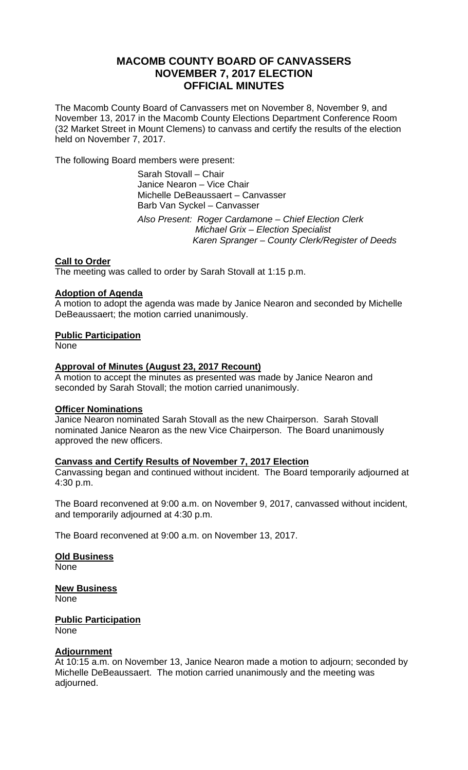# MACOMB COUNTY BOARD OF CANVASSERS
# NOVEMBER 7, 2017 ELECTION
# OFFICIAL MINUTES

The Macomb County Board of Canvassers met on November 8, November 9, and November 13, 2017 in the Macomb County Elections Department Conference Room (32 Market Street in Mount Clemens) to canvass and certify the results of the election held on November 7, 2017.

The following Board members were present:

Sarah Stovall – Chair
Janice Nearon – Vice Chair
Michelle DeBeaussaert – Canvasser
Barb Van Syckel – Canvasser

*Also Present: Roger Cardamone – Chief Election Clerk*
*Michael Grix – Election Specialist*
*Karen Spranger – County Clerk/Register of Deeds*

**Call to Order**

The meeting was called to order by Sarah Stovall at 1:15 p.m.

**Adoption of Agenda**

A motion to adopt the agenda was made by Janice Nearon and seconded by Michelle DeBeaussaert; the motion carried unanimously.

**Public Participation**

None

**Approval of Minutes (August 23, 2017 Recount)**

A motion to accept the minutes as presented was made by Janice Nearon and seconded by Sarah Stovall; the motion carried unanimously.

**Officer Nominations**

Janice Nearon nominated Sarah Stovall as the new Chairperson. Sarah Stovall nominated Janice Nearon as the new Vice Chairperson. The Board unanimously approved the new officers.

**Canvass and Certify Results of November 7, 2017 Election**

Canvassing began and continued without incident. The Board temporarily adjourned at 4:30 p.m.

The Board reconvened at 9:00 a.m. on November 9, 2017, canvassed without incident, and temporarily adjourned at 4:30 p.m.

The Board reconvened at 9:00 a.m. on November 13, 2017.

**Old Business**

None

**New Business**

None

**Public Participation**

None

**Adjournment**

At 10:15 a.m. on November 13, Janice Nearon made a motion to adjourn; seconded by Michelle DeBeaussaert. The motion carried unanimously and the meeting was adjourned.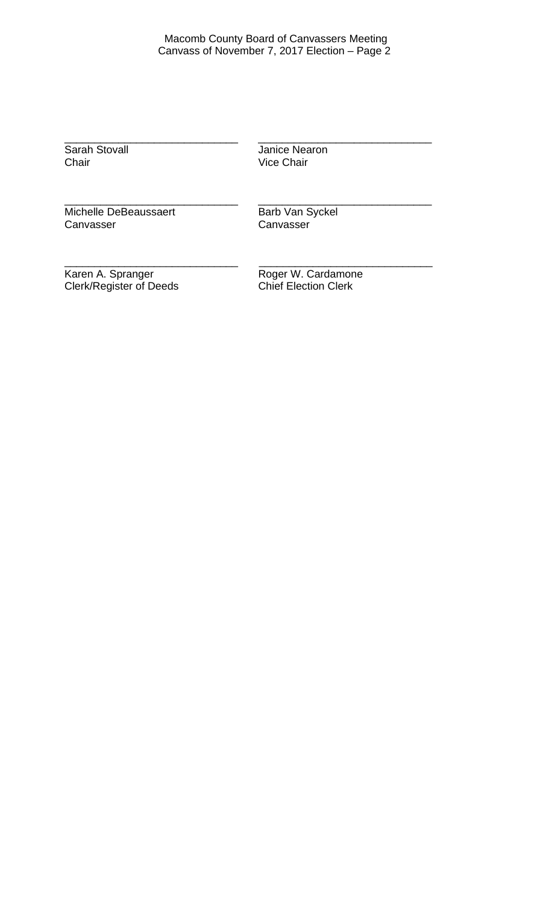| | |
|---|---|
| \_\_\_\_\_\_\_\_\_\_\_\_\_\_\_\_\_\_\_\_\_\_\_\_\_\_\_\_ | \_\_\_\_\_\_\_\_\_\_\_\_\_\_\_\_\_\_\_\_\_\_\_\_\_\_\_\_ |
| Sarah Stovall<br>Chair | Janice Nearon<br>Vice Chair |
| \_\_\_\_\_\_\_\_\_\_\_\_\_\_\_\_\_\_\_\_\_\_\_\_\_\_\_\_ | \_\_\_\_\_\_\_\_\_\_\_\_\_\_\_\_\_\_\_\_\_\_\_\_\_\_\_\_ |
| Michelle DeBeaussaert<br>Canvasser | Barb Van Syckel<br>Canvasser |
| \_\_\_\_\_\_\_\_\_\_\_\_\_\_\_\_\_\_\_\_\_\_\_\_\_\_\_\_ | \_\_\_\_\_\_\_\_\_\_\_\_\_\_\_\_\_\_\_\_\_\_\_\_\_\_\_\_ |
| Karen A. Spranger<br>Clerk/Register of Deeds | Roger W. Cardamone<br>Chief Election Clerk |